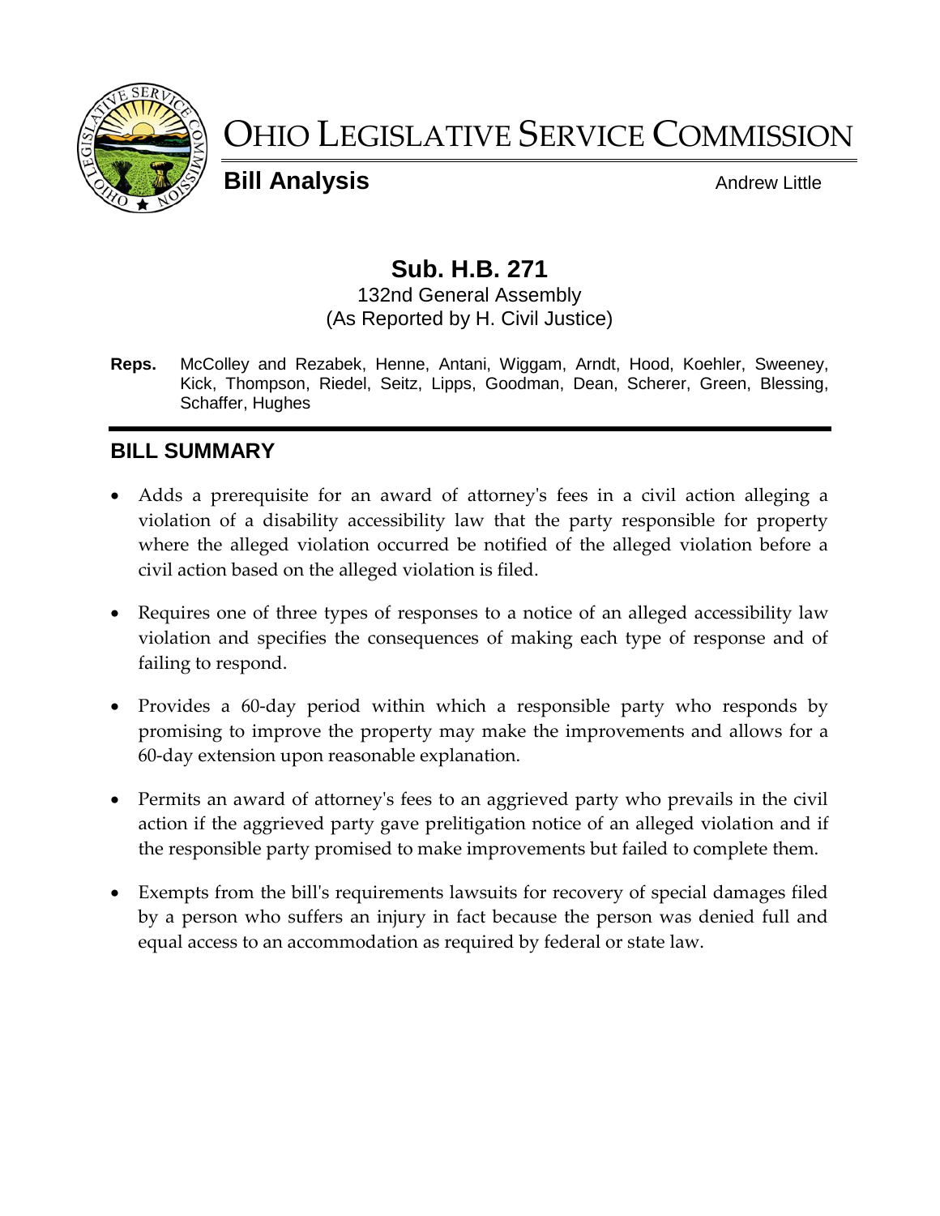# OHIO LEGISLATIVE SERVICE COMMISSION

**Bill Analysis** Andrew Little

## Sub. H.B. 271

132nd General Assembly
(As Reported by H. Civil Justice)

**Reps.** McColley and Rezabek, Henne, Antani, Wiggam, Arndt, Hood, Koehler, Sweeney, Kick, Thompson, Riedel, Seitz, Lipps, Goodman, Dean, Scherer, Green, Blessing, Schaffer, Hughes

## BILL SUMMARY

- Adds a prerequisite for an award of attorney's fees in a civil action alleging a violation of a disability accessibility law that the party responsible for property where the alleged violation occurred be notified of the alleged violation before a civil action based on the alleged violation is filed.
- Requires one of three types of responses to a notice of an alleged accessibility law violation and specifies the consequences of making each type of response and of failing to respond.
- Provides a 60-day period within which a responsible party who responds by promising to improve the property may make the improvements and allows for a 60-day extension upon reasonable explanation.
- Permits an award of attorney's fees to an aggrieved party who prevails in the civil action if the aggrieved party gave prelitigation notice of an alleged violation and if the responsible party promised to make improvements but failed to complete them.
- Exempts from the bill's requirements lawsuits for recovery of special damages filed by a person who suffers an injury in fact because the person was denied full and equal access to an accommodation as required by federal or state law.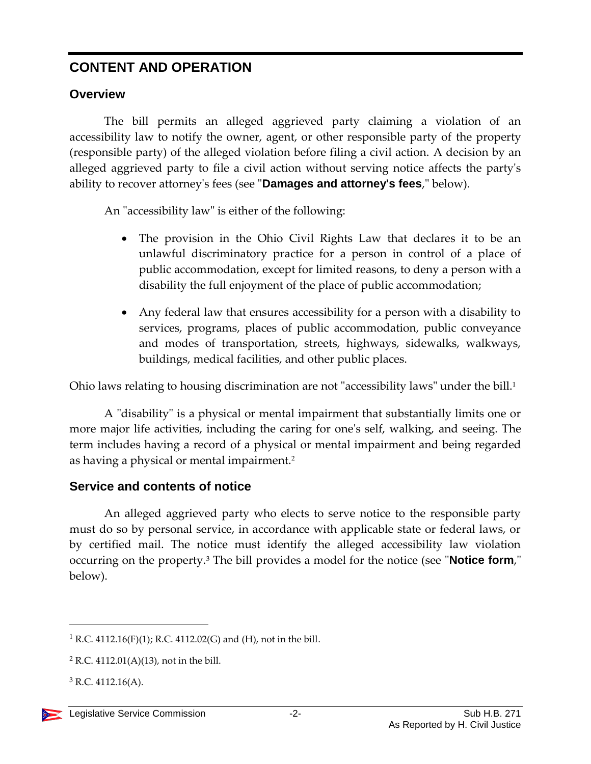# CONTENT AND OPERATION

## Overview

The bill permits an alleged aggrieved party claiming a violation of an accessibility law to notify the owner, agent, or other responsible party of the property (responsible party) of the alleged violation before filing a civil action. A decision by an alleged aggrieved party to file a civil action without serving notice affects the party's ability to recover attorney's fees (see "**Damages and attorney's fees**," below).

An "accessibility law" is either of the following:

- The provision in the Ohio Civil Rights Law that declares it to be an unlawful discriminatory practice for a person in control of a place of public accommodation, except for limited reasons, to deny a person with a disability the full enjoyment of the place of public accommodation;
- Any federal law that ensures accessibility for a person with a disability to services, programs, places of public accommodation, public conveyance and modes of transportation, streets, highways, sidewalks, walkways, buildings, medical facilities, and other public places.

Ohio laws relating to housing discrimination are not "accessibility laws" under the bill.[1]

A "disability" is a physical or mental impairment that substantially limits one or more major life activities, including the caring for one's self, walking, and seeing. The term includes having a record of a physical or mental impairment and being regarded as having a physical or mental impairment.[2]

## Service and contents of notice

An alleged aggrieved party who elects to serve notice to the responsible party must do so by personal service, in accordance with applicable state or federal laws, or by certified mail. The notice must identify the alleged accessibility law violation occurring on the property.[3] The bill provides a model for the notice (see "**Notice form**," below).

---

[1] R.C. 4112.16(F)(1); R.C. 4112.02(G) and (H), not in the bill.

[2] R.C. 4112.01(A)(13), not in the bill.

[3] R.C. 4112.16(A).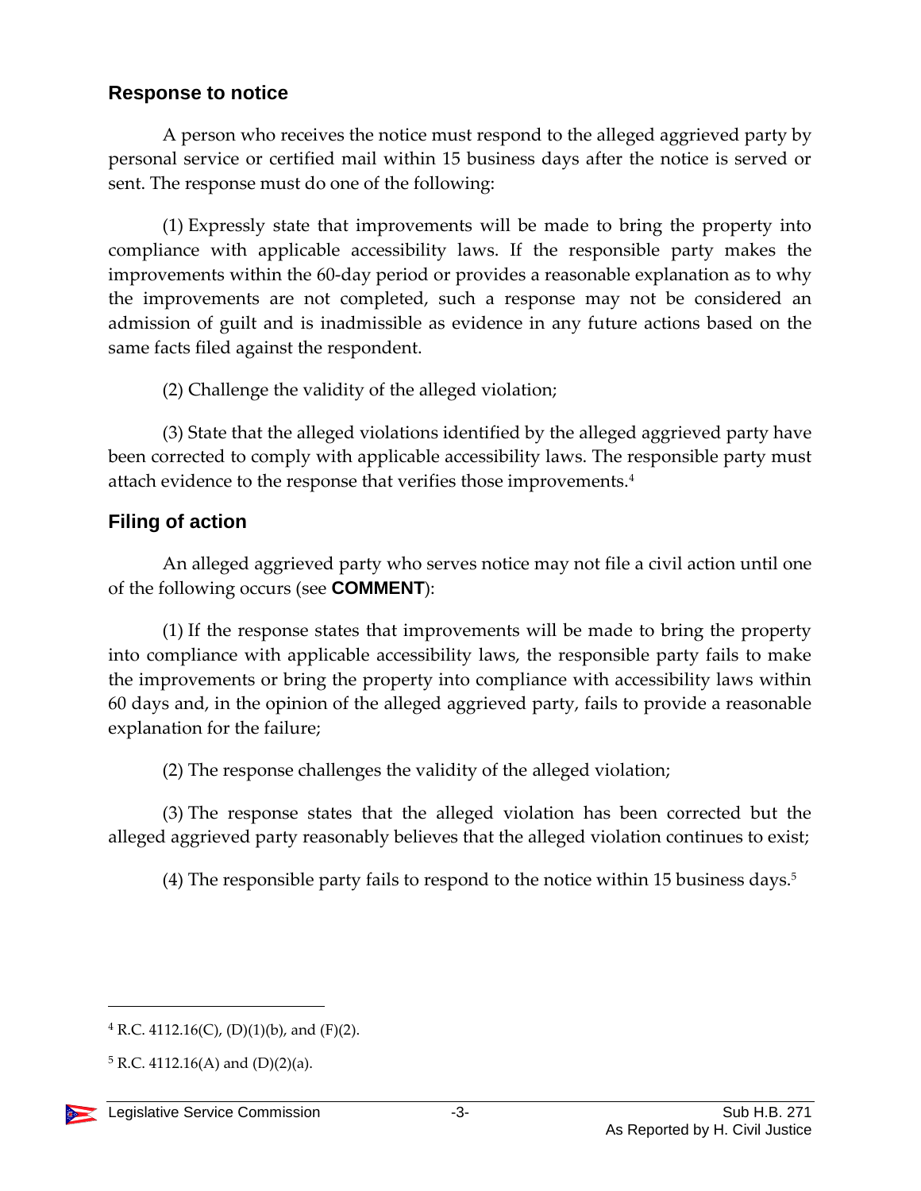## Response to notice

A person who receives the notice must respond to the alleged aggrieved party by personal service or certified mail within 15 business days after the notice is served or sent. The response must do one of the following:

(1) Expressly state that improvements will be made to bring the property into compliance with applicable accessibility laws. If the responsible party makes the improvements within the 60-day period or provides a reasonable explanation as to why the improvements are not completed, such a response may not be considered an admission of guilt and is inadmissible as evidence in any future actions based on the same facts filed against the respondent.

(2) Challenge the validity of the alleged violation;

(3) State that the alleged violations identified by the alleged aggrieved party have been corrected to comply with applicable accessibility laws. The responsible party must attach evidence to the response that verifies those improvements.[4]

## Filing of action

An alleged aggrieved party who serves notice may not file a civil action until one of the following occurs (see **COMMENT**):

(1) If the response states that improvements will be made to bring the property into compliance with applicable accessibility laws, the responsible party fails to make the improvements or bring the property into compliance with accessibility laws within 60 days and, in the opinion of the alleged aggrieved party, fails to provide a reasonable explanation for the failure;

(2) The response challenges the validity of the alleged violation;

(3) The response states that the alleged violation has been corrected but the alleged aggrieved party reasonably believes that the alleged violation continues to exist;

(4) The responsible party fails to respond to the notice within 15 business days.[5]

---

[4] R.C. 4112.16(C), (D)(1)(b), and (F)(2).

[5] R.C. 4112.16(A) and (D)(2)(a).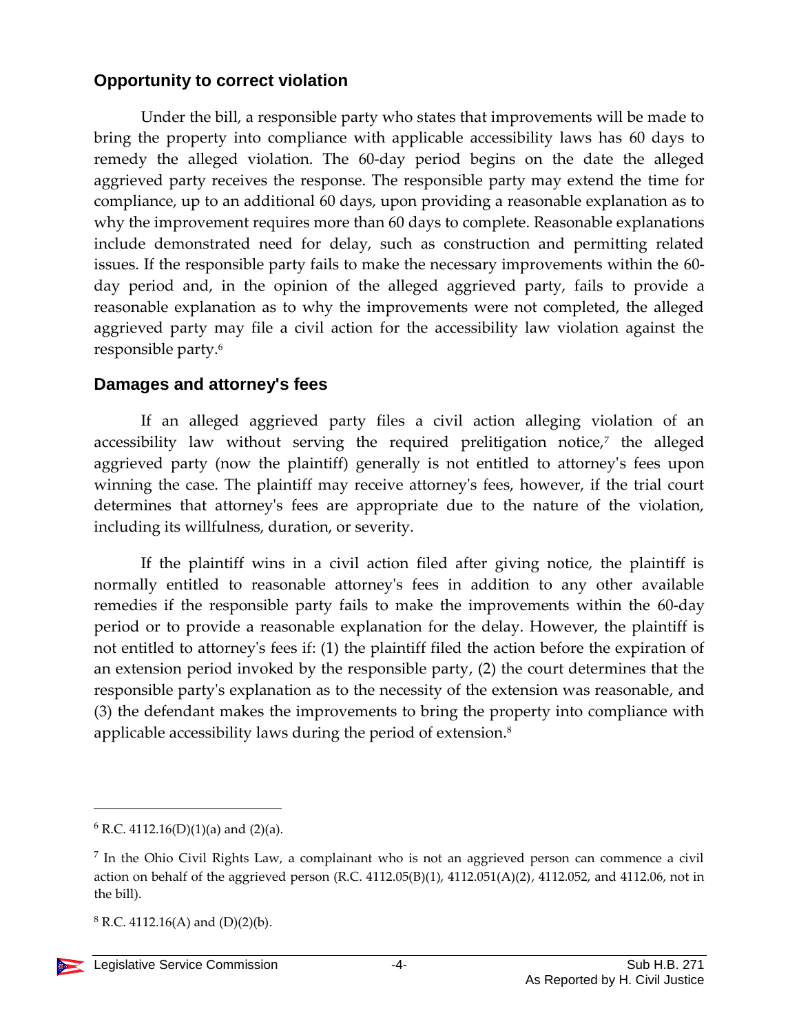## Opportunity to correct violation

Under the bill, a responsible party who states that improvements will be made to bring the property into compliance with applicable accessibility laws has 60 days to remedy the alleged violation. The 60-day period begins on the date the alleged aggrieved party receives the response. The responsible party may extend the time for compliance, up to an additional 60 days, upon providing a reasonable explanation as to why the improvement requires more than 60 days to complete. Reasonable explanations include demonstrated need for delay, such as construction and permitting related issues. If the responsible party fails to make the necessary improvements within the 60-day period and, in the opinion of the alleged aggrieved party, fails to provide a reasonable explanation as to why the improvements were not completed, the alleged aggrieved party may file a civil action for the accessibility law violation against the responsible party.[6]

## Damages and attorney's fees

If an alleged aggrieved party files a civil action alleging violation of an accessibility law without serving the required prelitigation notice,[7] the alleged aggrieved party (now the plaintiff) generally is not entitled to attorney's fees upon winning the case. The plaintiff may receive attorney's fees, however, if the trial court determines that attorney's fees are appropriate due to the nature of the violation, including its willfulness, duration, or severity.

If the plaintiff wins in a civil action filed after giving notice, the plaintiff is normally entitled to reasonable attorney's fees in addition to any other available remedies if the responsible party fails to make the improvements within the 60-day period or to provide a reasonable explanation for the delay. However, the plaintiff is not entitled to attorney's fees if: (1) the plaintiff filed the action before the expiration of an extension period invoked by the responsible party, (2) the court determines that the responsible party's explanation as to the necessity of the extension was reasonable, and (3) the defendant makes the improvements to bring the property into compliance with applicable accessibility laws during the period of extension.[8]

---

[6] R.C. 4112.16(D)(1)(a) and (2)(a).

[7] In the Ohio Civil Rights Law, a complainant who is not an aggrieved person can commence a civil action on behalf of the aggrieved person (R.C. 4112.05(B)(1), 4112.051(A)(2), 4112.052, and 4112.06, not in the bill).

[8] R.C. 4112.16(A) and (D)(2)(b).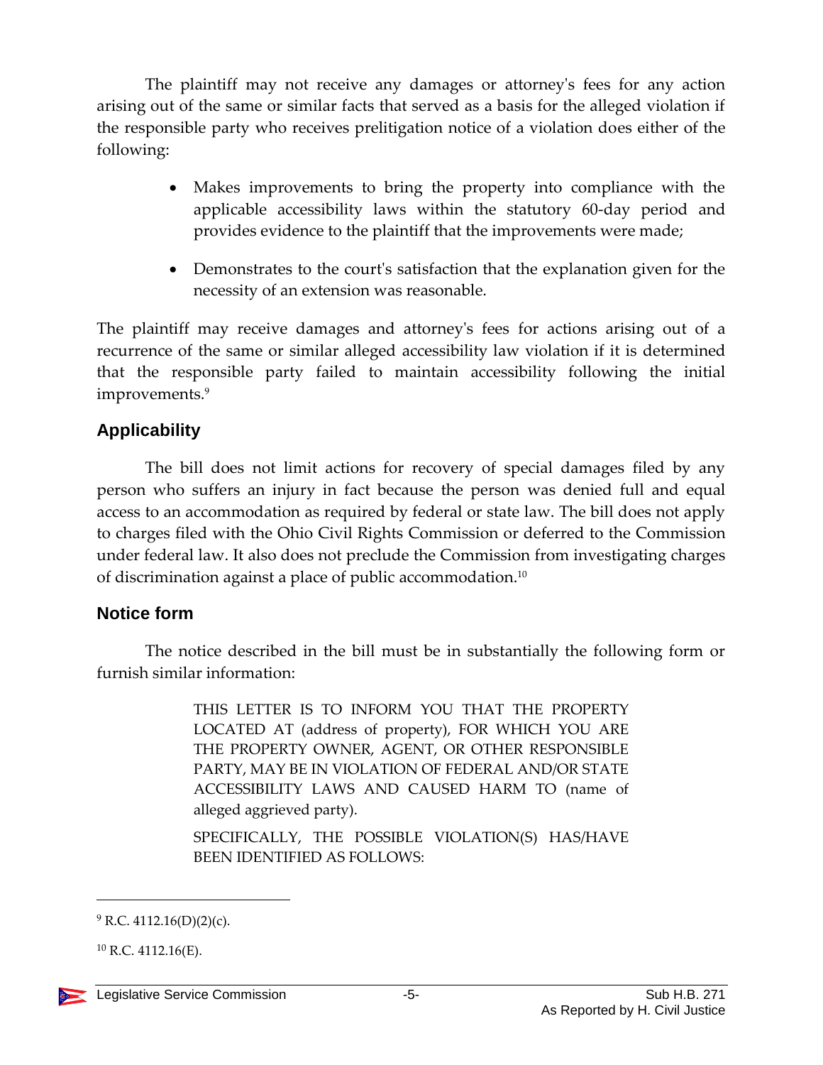The plaintiff may not receive any damages or attorney's fees for any action arising out of the same or similar facts that served as a basis for the alleged violation if the responsible party who receives prelitigation notice of a violation does either of the following:

- Makes improvements to bring the property into compliance with the applicable accessibility laws within the statutory 60-day period and provides evidence to the plaintiff that the improvements were made;
- Demonstrates to the court's satisfaction that the explanation given for the necessity of an extension was reasonable.

The plaintiff may receive damages and attorney's fees for actions arising out of a recurrence of the same or similar alleged accessibility law violation if it is determined that the responsible party failed to maintain accessibility following the initial improvements.[9]

## Applicability

The bill does not limit actions for recovery of special damages filed by any person who suffers an injury in fact because the person was denied full and equal access to an accommodation as required by federal or state law. The bill does not apply to charges filed with the Ohio Civil Rights Commission or deferred to the Commission under federal law. It also does not preclude the Commission from investigating charges of discrimination against a place of public accommodation.[10]

## Notice form

The notice described in the bill must be in substantially the following form or furnish similar information:

> THIS LETTER IS TO INFORM YOU THAT THE PROPERTY LOCATED AT (address of property), FOR WHICH YOU ARE THE PROPERTY OWNER, AGENT, OR OTHER RESPONSIBLE PARTY, MAY BE IN VIOLATION OF FEDERAL AND/OR STATE ACCESSIBILITY LAWS AND CAUSED HARM TO (name of alleged aggrieved party).
>
> SPECIFICALLY, THE POSSIBLE VIOLATION(S) HAS/HAVE BEEN IDENTIFIED AS FOLLOWS:

---

[9] R.C. 4112.16(D)(2)(c).

[10] R.C. 4112.16(E).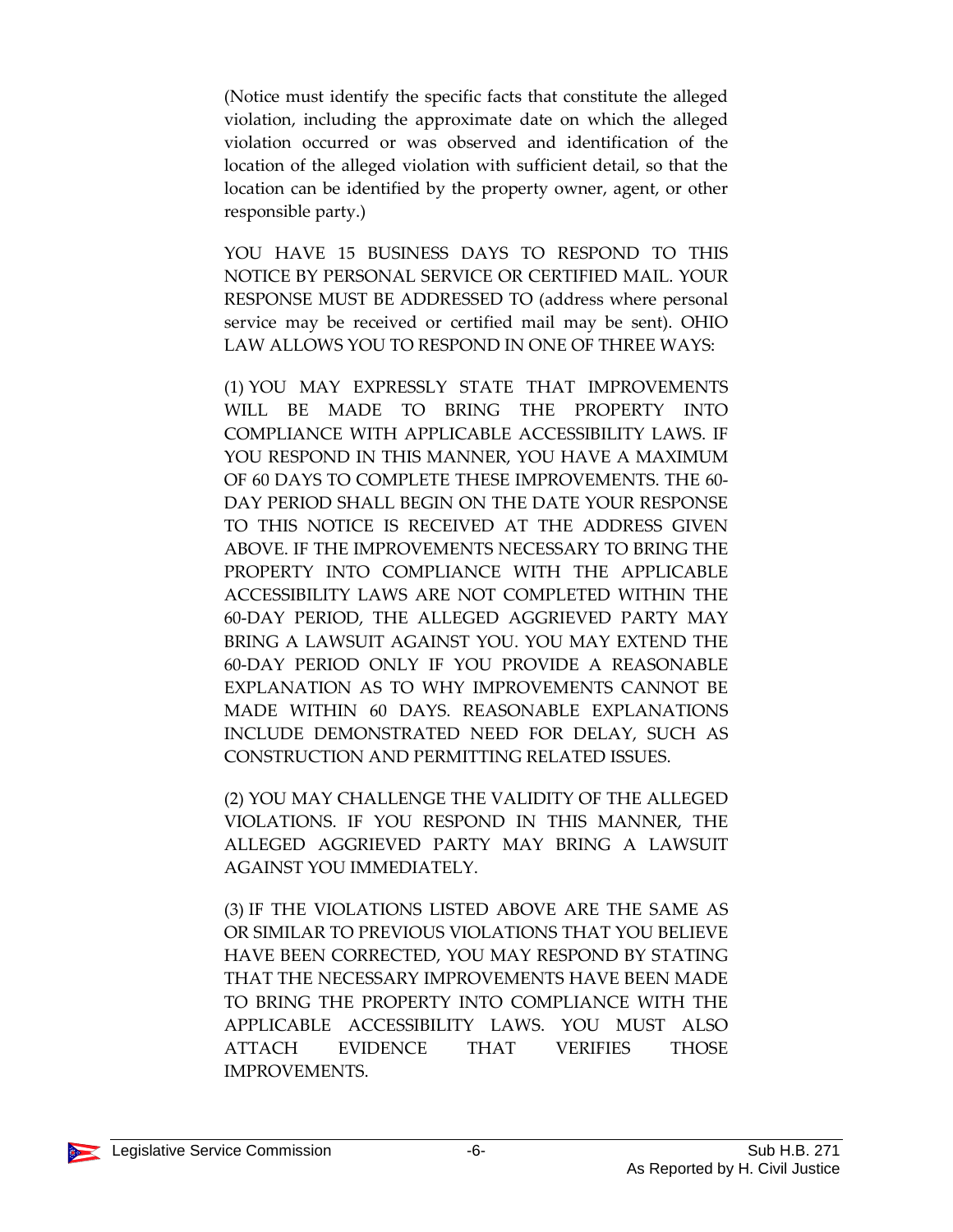(Notice must identify the specific facts that constitute the alleged violation, including the approximate date on which the alleged violation occurred or was observed and identification of the location of the alleged violation with sufficient detail, so that the location can be identified by the property owner, agent, or other responsible party.)

YOU HAVE 15 BUSINESS DAYS TO RESPOND TO THIS NOTICE BY PERSONAL SERVICE OR CERTIFIED MAIL. YOUR RESPONSE MUST BE ADDRESSED TO (address where personal service may be received or certified mail may be sent). OHIO LAW ALLOWS YOU TO RESPOND IN ONE OF THREE WAYS:

(1) YOU MAY EXPRESSLY STATE THAT IMPROVEMENTS WILL BE MADE TO BRING THE PROPERTY INTO COMPLIANCE WITH APPLICABLE ACCESSIBILITY LAWS. IF YOU RESPOND IN THIS MANNER, YOU HAVE A MAXIMUM OF 60 DAYS TO COMPLETE THESE IMPROVEMENTS. THE 60-DAY PERIOD SHALL BEGIN ON THE DATE YOUR RESPONSE TO THIS NOTICE IS RECEIVED AT THE ADDRESS GIVEN ABOVE. IF THE IMPROVEMENTS NECESSARY TO BRING THE PROPERTY INTO COMPLIANCE WITH THE APPLICABLE ACCESSIBILITY LAWS ARE NOT COMPLETED WITHIN THE 60-DAY PERIOD, THE ALLEGED AGGRIEVED PARTY MAY BRING A LAWSUIT AGAINST YOU. YOU MAY EXTEND THE 60-DAY PERIOD ONLY IF YOU PROVIDE A REASONABLE EXPLANATION AS TO WHY IMPROVEMENTS CANNOT BE MADE WITHIN 60 DAYS. REASONABLE EXPLANATIONS INCLUDE DEMONSTRATED NEED FOR DELAY, SUCH AS CONSTRUCTION AND PERMITTING RELATED ISSUES.

(2) YOU MAY CHALLENGE THE VALIDITY OF THE ALLEGED VIOLATIONS. IF YOU RESPOND IN THIS MANNER, THE ALLEGED AGGRIEVED PARTY MAY BRING A LAWSUIT AGAINST YOU IMMEDIATELY.

(3) IF THE VIOLATIONS LISTED ABOVE ARE THE SAME AS OR SIMILAR TO PREVIOUS VIOLATIONS THAT YOU BELIEVE HAVE BEEN CORRECTED, YOU MAY RESPOND BY STATING THAT THE NECESSARY IMPROVEMENTS HAVE BEEN MADE TO BRING THE PROPERTY INTO COMPLIANCE WITH THE APPLICABLE ACCESSIBILITY LAWS. YOU MUST ALSO ATTACH EVIDENCE THAT VERIFIES THOSE IMPROVEMENTS.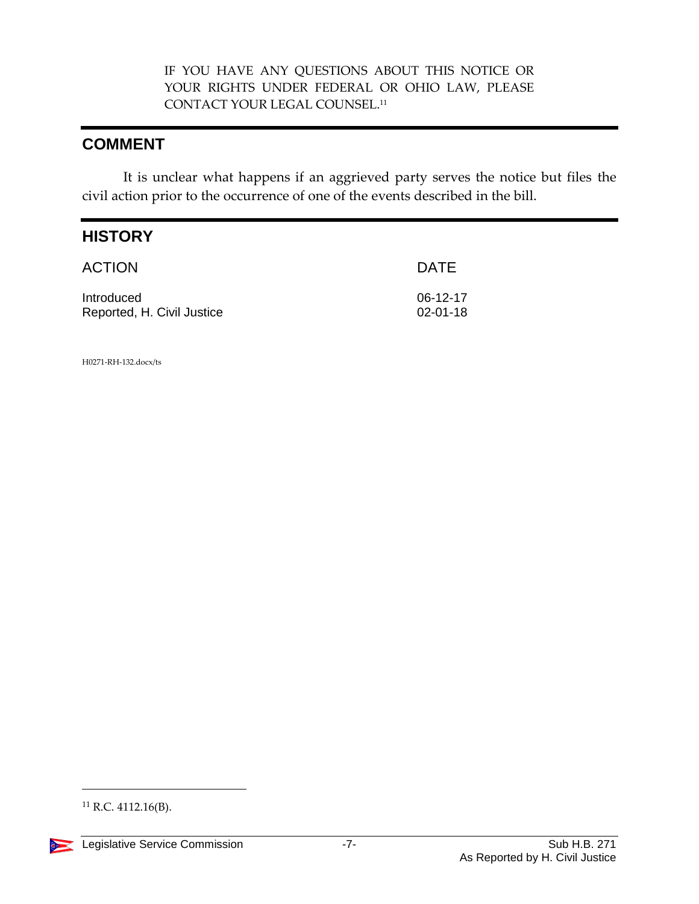IF YOU HAVE ANY QUESTIONS ABOUT THIS NOTICE OR YOUR RIGHTS UNDER FEDERAL OR OHIO LAW, PLEASE CONTACT YOUR LEGAL COUNSEL.[11]

## COMMENT

It is unclear what happens if an aggrieved party serves the notice but files the civil action prior to the occurrence of one of the events described in the bill.

## HISTORY

| ACTION | DATE |
|---|---|
| Introduced | 06-12-17 |
| Reported, H. Civil Justice | 02-01-18 |

H0271-RH-132.docx/ts

[11] R.C. 4112.16(B).